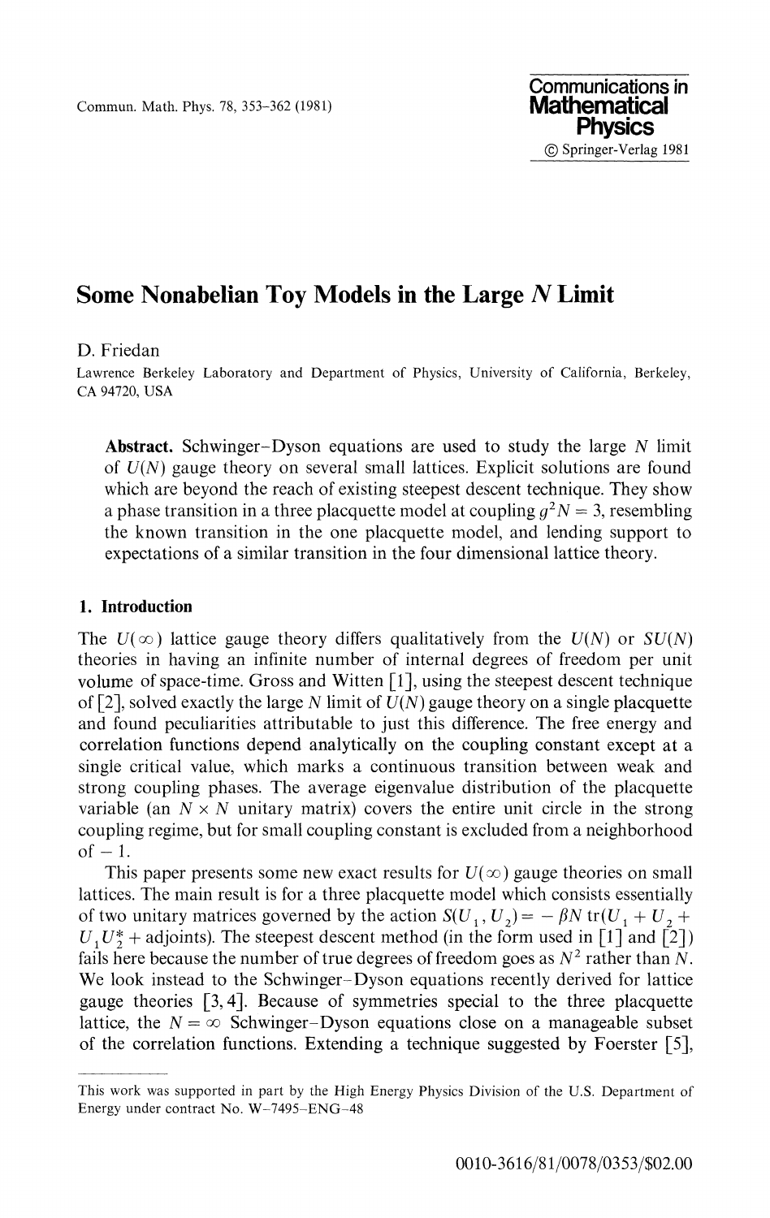Commun. Math. Phys. 78, 353–362 (1981)

**Communications in Mathematical Physics**
© Springer-Verlag 1981

# Some Nonabelian Toy Models in the Large $N$ Limit

D. Friedan

Lawrence Berkeley Laboratory and Department of Physics, University of California, Berkeley, CA 94720, USA

**Abstract.** Schwinger–Dyson equations are used to study the large $N$ limit of $U(N)$ gauge theory on several small lattices. Explicit solutions are found which are beyond the reach of existing steepest descent technique. They show a phase transition in a three placquette model at coupling $g^2N = 3$, resembling the known transition in the one placquette model, and lending support to expectations of a similar transition in the four dimensional lattice theory.

## 1. Introduction

The $U(\infty)$ lattice gauge theory differs qualitatively from the $U(N)$ or $SU(N)$ theories in having an infinite number of internal degrees of freedom per unit volume of space-time. Gross and Witten [1], using the steepest descent technique of [2], solved exactly the large $N$ limit of $U(N)$ gauge theory on a single placquette and found peculiarities attributable to just this difference. The free energy and correlation functions depend analytically on the coupling constant except at a single critical value, which marks a continuous transition between weak and strong coupling phases. The average eigenvalue distribution of the placquette variable (an $N \times N$ unitary matrix) covers the entire unit circle in the strong coupling regime, but for small coupling constant is excluded from a neighborhood of $-1$.

This paper presents some new exact results for $U(\infty)$ gauge theories on small lattices. The main result is for a three placquette model which consists essentially of two unitary matrices governed by the action $S(U_1, U_2) = -\beta N \,\mathrm{tr}(U_1 + U_2 + U_1 U_2^* + \text{adjoints})$. The steepest descent method (in the form used in [1] and [2]) fails here because the number of true degrees of freedom goes as $N^2$ rather than $N$. We look instead to the Schwinger–Dyson equations recently derived for lattice gauge theories [3, 4]. Because of symmetries special to the three placquette lattice, the $N = \infty$ Schwinger–Dyson equations close on a manageable subset of the correlation functions. Extending a technique suggested by Foerster [5],

---

This work was supported in part by the High Energy Physics Division of the U.S. Department of Energy under contract No. W-7495-ENG-48

0010-3616/81/0078/0353/$02.00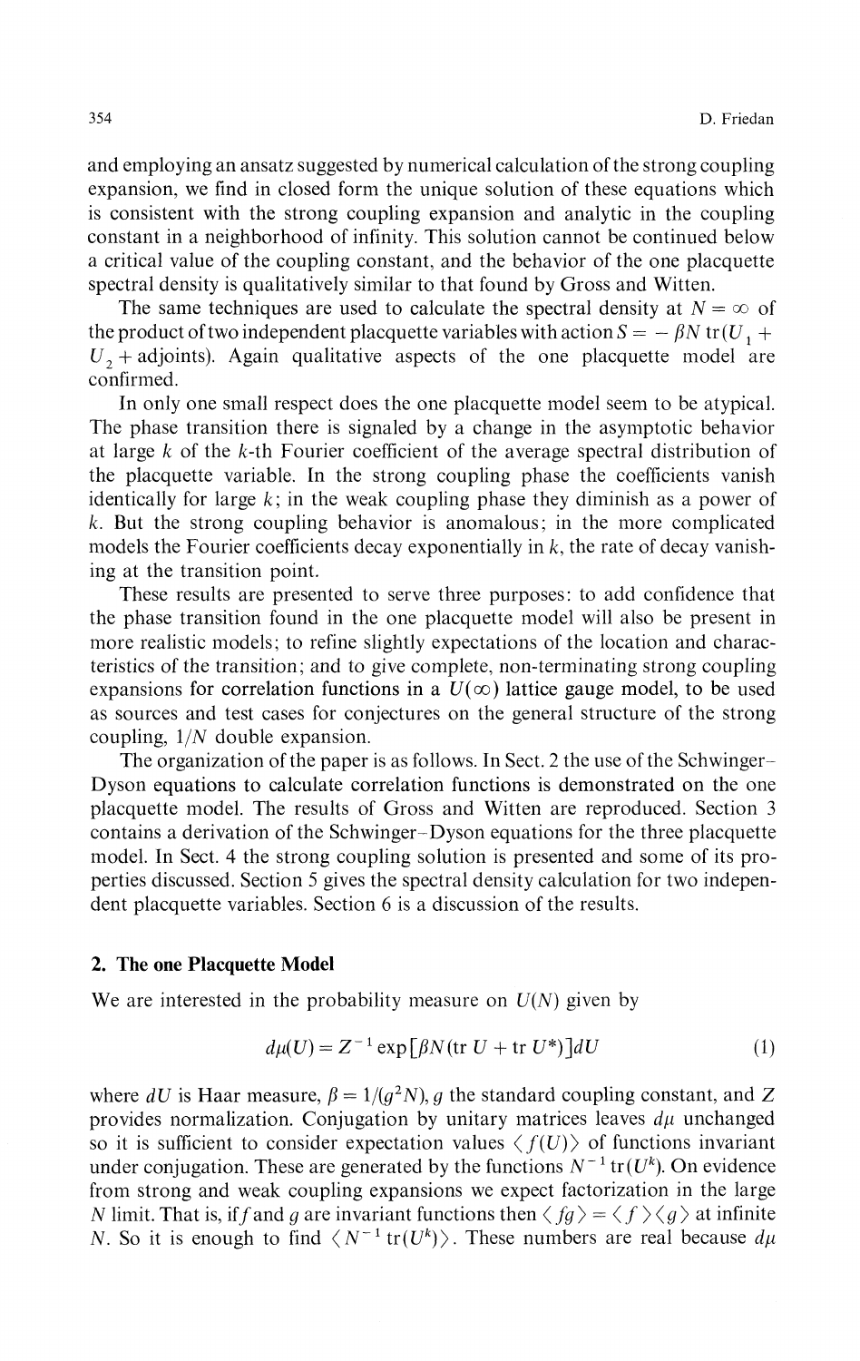and employing an ansatz suggested by numerical calculation of the strong coupling expansion, we find in closed form the unique solution of these equations which is consistent with the strong coupling expansion and analytic in the coupling constant in a neighborhood of infinity. This solution cannot be continued below a critical value of the coupling constant, and the behavior of the one placquette spectral density is qualitatively similar to that found by Gross and Witten.

The same techniques are used to calculate the spectral density at $N = \infty$ of the product of two independent placquette variables with action $S = -\beta N\,\mathrm{tr}(U_1 + U_2 + \text{adjoints})$. Again qualitative aspects of the one placquette model are confirmed.

In only one small respect does the one placquette model seem to be atypical. The phase transition there is signaled by a change in the asymptotic behavior at large $k$ of the $k$-th Fourier coefficient of the average spectral distribution of the placquette variable. In the strong coupling phase the coefficients vanish identically for large $k$; in the weak coupling phase they diminish as a power of $k$. But the strong coupling behavior is anomalous; in the more complicated models the Fourier coefficients decay exponentially in $k$, the rate of decay vanishing at the transition point.

These results are presented to serve three purposes: to add confidence that the phase transition found in the one placquette model will also be present in more realistic models; to refine slightly expectations of the location and characteristics of the transition; and to give complete, non-terminating strong coupling expansions for correlation functions in a $U(\infty)$ lattice gauge model, to be used as sources and test cases for conjectures on the general structure of the strong coupling, $1/N$ double expansion.

The organization of the paper is as follows. In Sect. 2 the use of the Schwinger–Dyson equations to calculate correlation functions is demonstrated on the one placquette model. The results of Gross and Witten are reproduced. Section 3 contains a derivation of the Schwinger–Dyson equations for the three placquette model. In Sect. 4 the strong coupling solution is presented and some of its properties discussed. Section 5 gives the spectral density calculation for two independent placquette variables. Section 6 is a discussion of the results.

## 2. The one Placquette Model

We are interested in the probability measure on $U(N)$ given by

$$d\mu(U) = Z^{-1} \exp[\beta N(\mathrm{tr}\,U + \mathrm{tr}\,U^*)]dU \tag{1}$$

where $dU$ is Haar measure, $\beta = 1/(g^2 N)$, $g$ the standard coupling constant, and $Z$ provides normalization. Conjugation by unitary matrices leaves $d\mu$ unchanged so it is sufficient to consider expectation values $\langle f(U) \rangle$ of functions invariant under conjugation. These are generated by the functions $N^{-1}\,\mathrm{tr}(U^k)$. On evidence from strong and weak coupling expansions we expect factorization in the large $N$ limit. That is, if $f$ and $g$ are invariant functions then $\langle fg \rangle = \langle f \rangle \langle g \rangle$ at infinite $N$. So it is enough to find $\langle N^{-1}\,\mathrm{tr}(U^k) \rangle$. These numbers are real because $d\mu$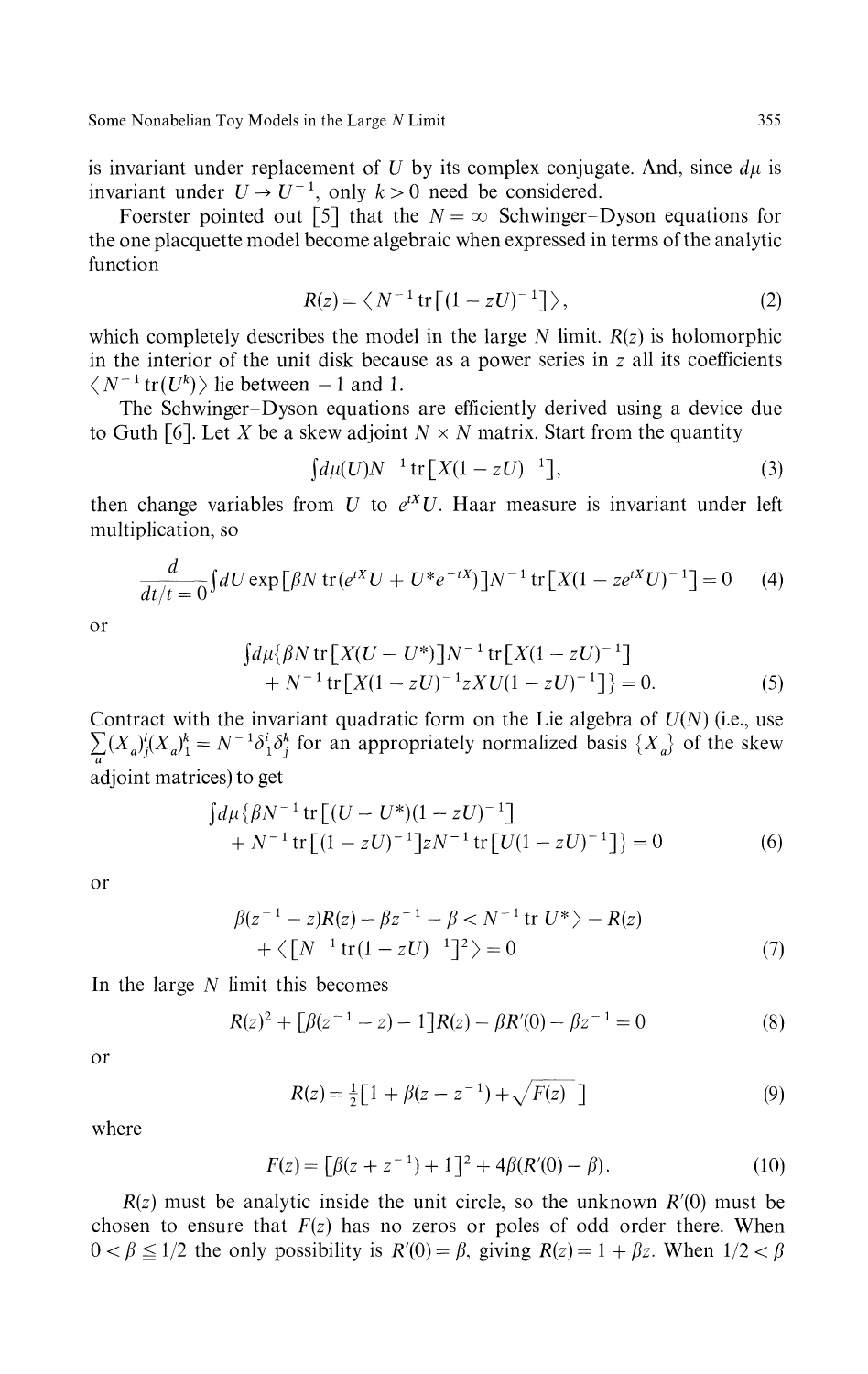is invariant under replacement of $U$ by its complex conjugate. And, since $d\mu$ is invariant under $U \to U^{-1}$, only $k > 0$ need be considered.

Foerster pointed out [5] that the $N = \infty$ Schwinger–Dyson equations for the one placquette model become algebraic when expressed in terms of the analytic function

$$R(z) = \langle N^{-1} \operatorname{tr}[(1 - zU)^{-1}] \rangle, \tag{2}$$

which completely describes the model in the large $N$ limit. $R(z)$ is holomorphic in the interior of the unit disk because as a power series in $z$ all its coefficients $\langle N^{-1} \operatorname{tr}(U^k) \rangle$ lie between $-1$ and 1.

The Schwinger–Dyson equations are efficiently derived using a device due to Guth [6]. Let $X$ be a skew adjoint $N \times N$ matrix. Start from the quantity

$$\int d\mu(U) N^{-1} \operatorname{tr}[X(1 - zU)^{-1}], \tag{3}$$

then change variables from $U$ to $e^{tX}U$. Haar measure is invariant under left multiplication, so

$$\frac{d}{dt/t=0} \int dU \exp[\beta N \operatorname{tr}(e^{tX}U + U^* e^{-tX})] N^{-1} \operatorname{tr}[X(1 - ze^{tX}U)^{-1}] = 0 \tag{4}$$

or

$$\int d\mu \{\beta N \operatorname{tr}[X(U - U^*)] N^{-1} \operatorname{tr}[X(1 - zU)^{-1}] + N^{-1} \operatorname{tr}[X(1 - zU)^{-1} zXU(1 - zU)^{-1}]\} = 0. \tag{5}$$

Contract with the invariant quadratic form on the Lie algebra of $U(N)$ (i.e., use $\sum_a (X_a)^i_j (X_a)^k_l = N^{-1} \delta^i_l \delta^k_j$ for an appropriately normalized basis $\{X_a\}$ of the skew adjoint matrices) to get

$$\int d\mu \{\beta N^{-1} \operatorname{tr}[(U - U^*)(1 - zU)^{-1}] + N^{-1} \operatorname{tr}[(1 - zU)^{-1}] z N^{-1} \operatorname{tr}[U(1 - zU)^{-1}]\} = 0 \tag{6}$$

or

$$\beta(z^{-1} - z) R(z) - \beta z^{-1} - \beta \langle N^{-1} \operatorname{tr} U^* \rangle - R(z) + \langle [N^{-1} \operatorname{tr}(1 - zU)^{-1}]^2 \rangle = 0 \tag{7}$$

In the large $N$ limit this becomes

$$R(z)^2 + [\beta(z^{-1} - z) - 1] R(z) - \beta R'(0) - \beta z^{-1} = 0 \tag{8}$$

or

$$R(z) = \tfrac{1}{2}[1 + \beta(z - z^{-1}) + \sqrt{F(z)}\,] \tag{9}$$

where

$$F(z) = [\beta(z + z^{-1}) + 1]^2 + 4\beta(R'(0) - \beta). \tag{10}$$

$R(z)$ must be analytic inside the unit circle, so the unknown $R'(0)$ must be chosen to ensure that $F(z)$ has no zeros or poles of odd order there. When $0 < \beta \leq 1/2$ the only possibility is $R'(0) = \beta$, giving $R(z) = 1 + \beta z$. When $1/2 < \beta$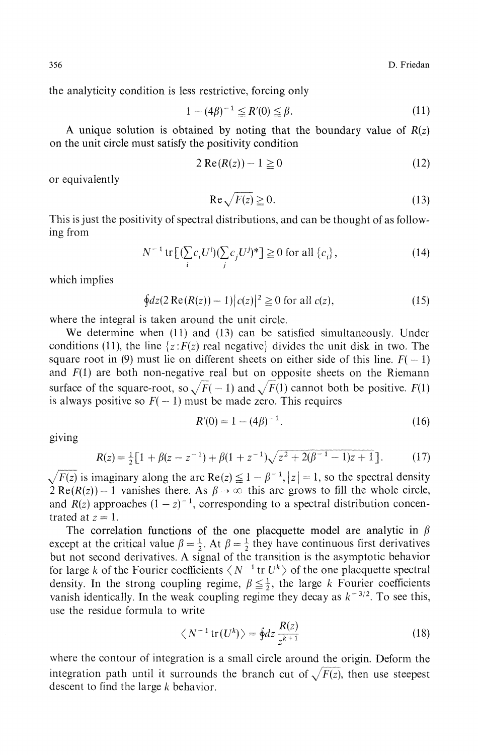the analyticity condition is less restrictive, forcing only

$$1 - (4\beta)^{-1} \leqq R'(0) \leqq \beta. \tag{11}$$

A unique solution is obtained by noting that the boundary value of $R(z)$ on the unit circle must satisfy the positivity condition

$$2\,\mathrm{Re}(R(z)) - 1 \geqq 0 \tag{12}$$

or equivalently

$$\mathrm{Re}\sqrt{F(z)} \geqq 0. \tag{13}$$

This is just the positivity of spectral distributions, and can be thought of as following from

$$N^{-1}\,\mathrm{tr}\left[\left(\sum_i c_i U^i\right)\left(\sum_j c_j U^j\right)^*\right] \geqq 0 \text{ for all } \{c_i\}, \tag{14}$$

which implies

$$\oint dz (2\,\mathrm{Re}(R(z)) - 1)|c(z)|^2 \geqq 0 \text{ for all } c(z), \tag{15}$$

where the integral is taken around the unit circle.

We determine when (11) and (13) can be satisfied simultaneously. Under conditions (11), the line $\{z : F(z) \text{ real negative}\}$ divides the unit disk in two. The square root in (9) must lie on different sheets on either side of this line. $F(-1)$ and $F(1)$ are both non-negative real but on opposite sheets on the Riemann surface of the square-root, so $\sqrt{F(-1)}$ and $\sqrt{F(1)}$ cannot both be positive. $F(1)$ is always positive so $F(-1)$ must be made zero. This requires

$$R'(0) = 1 - (4\beta)^{-1}. \tag{16}$$

giving

$$R(z) = \tfrac{1}{2}\left[1 + \beta(z - z^{-1}) + \beta(1 + z^{-1})\sqrt{z^2 + 2(\beta^{-1} - 1)z + 1}\right]. \tag{17}$$

$\sqrt{F(z)}$ is imaginary along the arc $\mathrm{Re}(z) \leqq 1 - \beta^{-1}, |z| = 1$, so the spectral density $2\,\mathrm{Re}(R(z)) - 1$ vanishes there. As $\beta \to \infty$ this arc grows to fill the whole circle, and $R(z)$ approaches $(1 - z)^{-1}$, corresponding to a spectral distribution concentrated at $z = 1$.

The correlation functions of the one placquette model are analytic in $\beta$ except at the critical value $\beta = \frac{1}{2}$. At $\beta = \frac{1}{2}$ they have continuous first derivatives but not second derivatives. A signal of the transition is the asymptotic behavior for large $k$ of the Fourier coefficients $\langle N^{-1}\,\mathrm{tr}\, U^k \rangle$ of the one placquette spectral density. In the strong coupling regime, $\beta \leqq \frac{1}{2}$, the large $k$ Fourier coefficients vanish identically. In the weak coupling regime they decay as $k^{-3/2}$. To see this, use the residue formula to write

$$\langle N^{-1}\,\mathrm{tr}(U^k) \rangle = \oint dz \frac{R(z)}{z^{k+1}} \tag{18}$$

where the contour of integration is a small circle around the origin. Deform the integration path until it surrounds the branch cut of $\sqrt{F(z)}$, then use steepest descent to find the large $k$ behavior.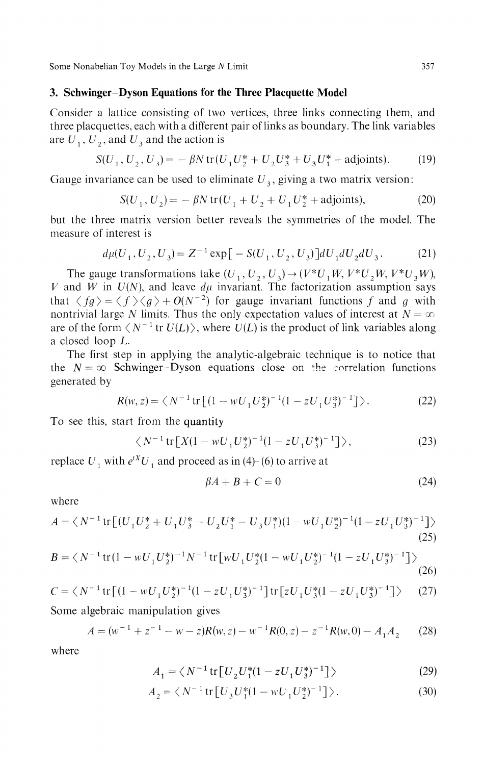## 3. Schwinger–Dyson Equations for the Three Placquette Model

Consider a lattice consisting of two vertices, three links connecting them, and three placquettes, each with a different pair of links as boundary. The link variables are $U_1$, $U_2$, and $U_3$ and the action is

$$S(U_1, U_2, U_3) = -\beta N \operatorname{tr}(U_1 U_2^* + U_2 U_3^* + U_3 U_1^* + \text{adjoints}). \tag{19}$$

Gauge invariance can be used to eliminate $U_3$, giving a two matrix version:

$$S(U_1, U_2) = -\beta N \operatorname{tr}(U_1 + U_2 + U_1 U_2^* + \text{adjoints}), \tag{20}$$

but the three matrix version better reveals the symmetries of the model. The measure of interest is

$$d\mu(U_1, U_2, U_3) = Z^{-1} \exp[-S(U_1, U_2, U_3)] dU_1 dU_2 dU_3. \tag{21}$$

The gauge transformations take $(U_1, U_2, U_3) \to (V^* U_1 W, V^* U_2 W, V^* U_3 W)$, $V$ and $W$ in $U(N)$, and leave $d\mu$ invariant. The factorization assumption says that $\langle fg \rangle = \langle f \rangle \langle g \rangle + O(N^{-2})$ for gauge invariant functions $f$ and $g$ with nontrivial large $N$ limits. Thus the only expectation values of interest at $N = \infty$ are of the form $\langle N^{-1} \operatorname{tr} U(L) \rangle$, where $U(L)$ is the product of link variables along a closed loop $L$.

The first step in applying the analytic-algebraic technique is to notice that the $N = \infty$ Schwinger–Dyson equations close on the correlation functions generated by

$$R(w, z) = \langle N^{-1} \operatorname{tr}[(1 - w U_1 U_2^*)^{-1} (1 - z U_1 U_3^*)^{-1}] \rangle. \tag{22}$$

To see this, start from the quantity

$$\langle N^{-1} \operatorname{tr}[X (1 - w U_1 U_2^*)^{-1} (1 - z U_1 U_3^*)^{-1}] \rangle, \tag{23}$$

replace $U_1$ with $e^{tX} U_1$ and proceed as in (4)–(6) to arrive at

$$\beta A + B + C = 0 \tag{24}$$

where

$$A = \langle N^{-1} \operatorname{tr}[(U_1 U_2^* + U_1 U_3^* - U_2 U_1^* - U_3 U_1^*)(1 - w U_1 U_2^*)^{-1} (1 - z U_1 U_3^*)^{-1}] \rangle \tag{25}$$

$$B = \langle N^{-1} \operatorname{tr}(1 - w U_1 U_2^*)^{-1} N^{-1} \operatorname{tr}[w U_1 U_2^* (1 - w U_1 U_2^*)^{-1} (1 - z U_1 U_3^*)^{-1}] \rangle \tag{26}$$

$$C = \langle N^{-1} \operatorname{tr}[(1 - w U_1 U_2^*)^{-1} (1 - z U_1 U_3^*)^{-1}] \operatorname{tr}[z U_1 U_3^* (1 - z U_1 U_3^*)^{-1}] \rangle \tag{27}$$

Some algebraic manipulation gives

$$A = (w^{-1} + z^{-1} - w - z) R(w, z) - w^{-1} R(0, z) - z^{-1} R(w, 0) - A_1 A_2 \tag{28}$$

where

$$A_1 = \langle N^{-1} \operatorname{tr}[U_2 U_1^* (1 - z U_1 U_3^*)^{-1}] \rangle \tag{29}$$

$$A_2 = \langle N^{-1} \operatorname{tr}[U_3 U_1^* (1 - w U_1 U_2^*)^{-1}] \rangle. \tag{30}$$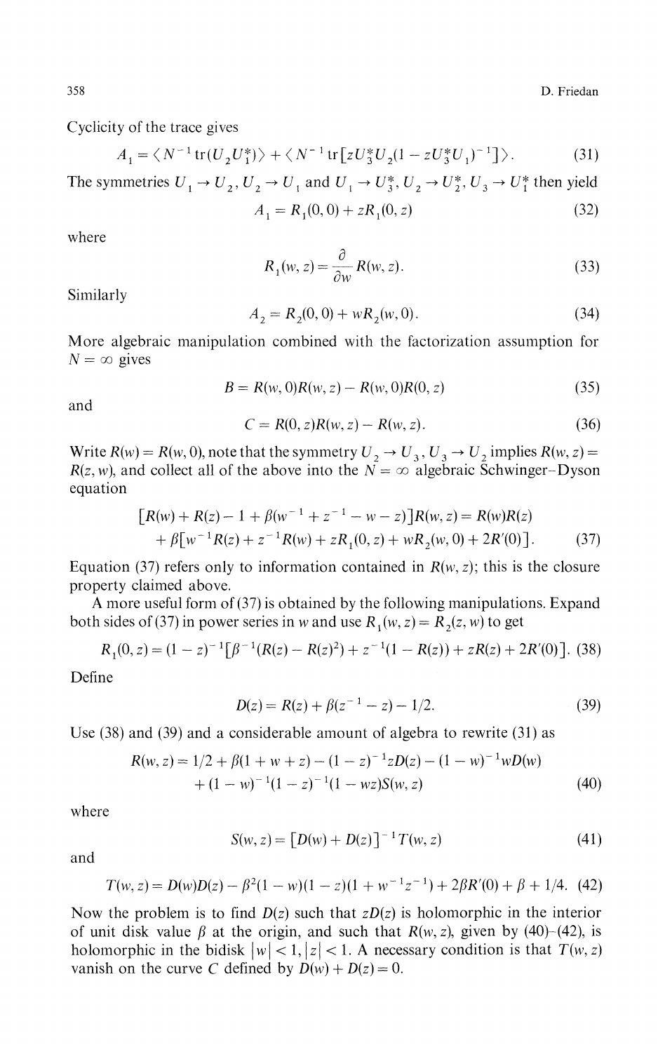Cyclicity of the trace gives

$$A_1 = \langle N^{-1} \operatorname{tr}(U_2 U_1^*) \rangle + \langle N^{-1} \operatorname{tr}[z U_3^* U_2 (1 - z U_3^* U_1)^{-1}] \rangle. \tag{31}$$

The symmetries $U_1 \to U_2$, $U_2 \to U_1$ and $U_1 \to U_3^*$, $U_2 \to U_2^*$, $U_3 \to U_1^*$ then yield

$$A_1 = R_1(0,0) + z R_1(0,z) \tag{32}$$

where

$$R_1(w,z) = \frac{\partial}{\partial w} R(w,z). \tag{33}$$

Similarly

$$A_2 = R_2(0,0) + w R_2(w,0). \tag{34}$$

More algebraic manipulation combined with the factorization assumption for $N = \infty$ gives

$$B = R(w,0)R(w,z) - R(w,0)R(0,z) \tag{35}$$

and

$$C = R(0,z)R(w,z) - R(w,z). \tag{36}$$

Write $R(w) = R(w,0)$, note that the symmetry $U_2 \to U_3$, $U_3 \to U_2$ implies $R(w,z) = R(z,w)$, and collect all of the above into the $N = \infty$ algebraic Schwinger–Dyson equation

$$\begin{aligned}
[R(w) + R(z) - 1 + \beta(w^{-1} + z^{-1} - w - z)]R(w,z) &= R(w)R(z) \\
+ \beta[w^{-1}R(z) + z^{-1}R(w) + zR_1(0,z) + wR_2(w,0) + 2R'(0)]. &
\end{aligned} \tag{37}$$

Equation (37) refers only to information contained in $R(w,z)$; this is the closure property claimed above.

A more useful form of (37) is obtained by the following manipulations. Expand both sides of (37) in power series in $w$ and use $R_1(w,z) = R_2(z,w)$ to get

$$R_1(0,z) = (1-z)^{-1}[\beta^{-1}(R(z) - R(z)^2) + z^{-1}(1 - R(z)) + zR(z) + 2R'(0)]. \tag{38}$$

Define

$$D(z) = R(z) + \beta(z^{-1} - z) - 1/2. \tag{39}$$

Use (38) and (39) and a considerable amount of algebra to rewrite (31) as

$$\begin{aligned}
R(w,z) = 1/2 + \beta(1 + w + z) - (1-z)^{-1} z D(z) - (1-w)^{-1} w D(w) \\
+ (1-w)^{-1}(1-z)^{-1}(1-wz)S(w,z)
\end{aligned} \tag{40}$$

where

$$S(w,z) = [D(w) + D(z)]^{-1} T(w,z) \tag{41}$$

and

$$T(w,z) = D(w)D(z) - \beta^2(1-w)(1-z)(1 + w^{-1}z^{-1}) + 2\beta R'(0) + \beta + 1/4. \tag{42}$$

Now the problem is to find $D(z)$ such that $zD(z)$ is holomorphic in the interior of unit disk value $\beta$ at the origin, and such that $R(w,z)$, given by (40)–(42), is holomorphic in the bidisk $|w| < 1, |z| < 1$. A necessary condition is that $T(w,z)$ vanish on the curve $C$ defined by $D(w) + D(z) = 0$.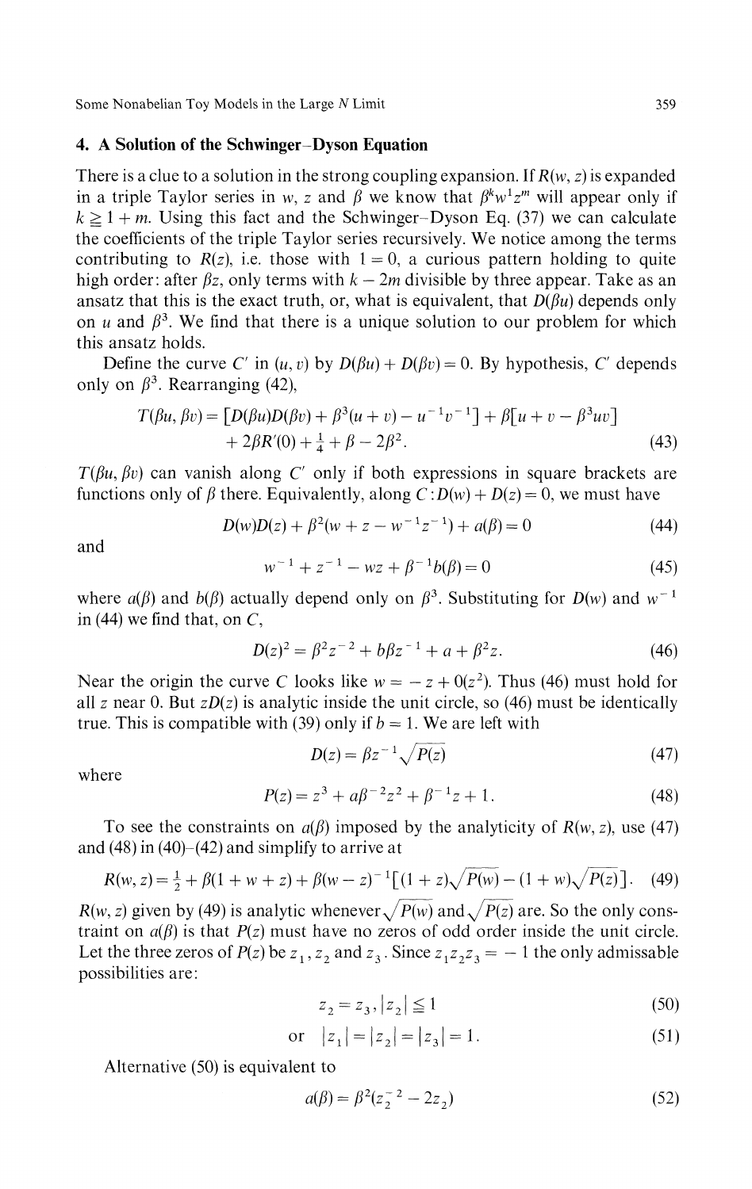## 4. A Solution of the Schwinger–Dyson Equation

There is a clue to a solution in the strong coupling expansion. If $R(w, z)$ is expanded in a triple Taylor series in $w$, $z$ and $\beta$ we know that $\beta^k w^l z^m$ will appear only if $k \geqq l + m$. Using this fact and the Schwinger–Dyson Eq. (37) we can calculate the coefficients of the triple Taylor series recursively. We notice among the terms contributing to $R(z)$, i.e. those with $l = 0$, a curious pattern holding to quite high order: after $\beta z$, only terms with $k - 2m$ divisible by three appear. Take as an ansatz that this is the exact truth, or, what is equivalent, that $D(\beta u)$ depends only on $u$ and $\beta^3$. We find that there is a unique solution to our problem for which this ansatz holds.

Define the curve $C'$ in $(u, v)$ by $D(\beta u) + D(\beta v) = 0$. By hypothesis, $C'$ depends only on $\beta^3$. Rearranging (42),

$$T(\beta u, \beta v) = [D(\beta u)D(\beta v) + \beta^3(u + v) - u^{-1}v^{-1}] + \beta[u + v - \beta^3 uv] + 2\beta R'(0) + \tfrac{1}{4} + \beta - 2\beta^2. \tag{43}$$

$T(\beta u, \beta v)$ can vanish along $C'$ only if both expressions in square brackets are functions only of $\beta$ there. Equivalently, along $C: D(w) + D(z) = 0$, we must have

$$D(w)D(z) + \beta^2(w + z - w^{-1}z^{-1}) + a(\beta) = 0 \tag{44}$$

and

$$w^{-1} + z^{-1} - wz + \beta^{-1}b(\beta) = 0 \tag{45}$$

where $a(\beta)$ and $b(\beta)$ actually depend only on $\beta^3$. Substituting for $D(w)$ and $w^{-1}$ in (44) we find that, on $C$,

$$D(z)^2 = \beta^2 z^{-2} + b\beta z^{-1} + a + \beta^2 z. \tag{46}$$

Near the origin the curve $C$ looks like $w = -z + 0(z^2)$. Thus (46) must hold for all $z$ near 0. But $zD(z)$ is analytic inside the unit circle, so (46) must be identically true. This is compatible with (39) only if $b = 1$. We are left with

$$D(z) = \beta z^{-1}\sqrt{P(z)} \tag{47}$$

where

$$P(z) = z^3 + a\beta^{-2}z^2 + \beta^{-1}z + 1. \tag{48}$$

To see the constraints on $a(\beta)$ imposed by the analyticity of $R(w, z)$, use (47) and (48) in (40)–(42) and simplify to arrive at

$$R(w, z) = \tfrac{1}{2} + \beta(1 + w + z) + \beta(w - z)^{-1}[(1 + z)\sqrt{P(w)} - (1 + w)\sqrt{P(z)}]. \tag{49}$$

$R(w, z)$ given by (49) is analytic whenever $\sqrt{P(w)}$ and $\sqrt{P(z)}$ are. So the only constraint on $a(\beta)$ is that $P(z)$ must have no zeros of odd order inside the unit circle. Let the three zeros of $P(z)$ be $z_1$, $z_2$ and $z_3$. Since $z_1 z_2 z_3 = -1$ the only admissable possibilities are:

$$z_2 = z_3, |z_2| \leqq 1 \tag{50}$$

$$\text{or} \quad |z_1| = |z_2| = |z_3| = 1. \tag{51}$$

Alternative (50) is equivalent to

$$a(\beta) = \beta^2(z_2^{-2} - 2z_2) \tag{52}$$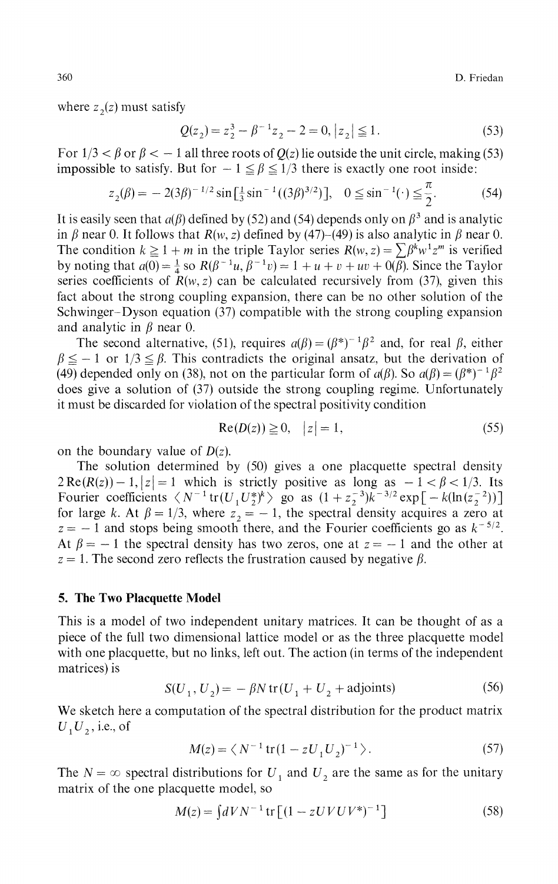where $z_2(z)$ must satisfy

$$Q(z_2) = z_2^3 - \beta^{-1} z_2 - 2 = 0, \; |z_2| \leqq 1. \tag{53}$$

For $1/3 < \beta$ or $\beta < -1$ all three roots of $Q(z)$ lie outside the unit circle, making (53) impossible to satisfy. But for $-1 \leqq \beta \leqq 1/3$ there is exactly one root inside:

$$z_2(\beta) = -2(3\beta)^{-1/2} \sin\left[\tfrac{1}{3}\sin^{-1}((3\beta)^{3/2})\right], \quad 0 \leqq \sin^{-1}(\cdot) \leqq \frac{\pi}{2}. \tag{54}$$

It is easily seen that $a(\beta)$ defined by (52) and (54) depends only on $\beta^3$ and is analytic in $\beta$ near 0. It follows that $R(w, z)$ defined by (47)–(49) is also analytic in $\beta$ near 0. The condition $k \geqq 1 + m$ in the triple Taylor series $R(w, z) = \sum \beta^k w^1 z^m$ is verified by noting that $a(0) = \frac{1}{4}$ so $R(\beta^{-1}u, \beta^{-1}v) = 1 + u + v + uv + 0(\beta)$. Since the Taylor series coefficients of $R(w, z)$ can be calculated recursively from (37), given this fact about the strong coupling expansion, there can be no other solution of the Schwinger–Dyson equation (37) compatible with the strong coupling expansion and analytic in $\beta$ near 0.

The second alternative, (51), requires $a(\beta) = (\beta^*)^{-1}\beta^2$ and, for real $\beta$, either $\beta \leqq -1$ or $1/3 \leqq \beta$. This contradicts the original ansatz, but the derivation of (49) depended only on (38), not on the particular form of $a(\beta)$. So $a(\beta) = (\beta^*)^{-1}\beta^2$ does give a solution of (37) outside the strong coupling regime. Unfortunately it must be discarded for violation of the spectral positivity condition

$$\mathrm{Re}(D(z)) \geqq 0, \quad |z| = 1, \tag{55}$$

on the boundary value of $D(z)$.

The solution determined by (50) gives a one placquette spectral density $2\,\mathrm{Re}(R(z)) - 1, |z| = 1$ which is strictly positive as long as $-1 < \beta < 1/3$. Its Fourier coefficients $\langle N^{-1}\mathrm{tr}(U_1 U_2^*)^k \rangle$ go as $(1 + z_2^{-3})k^{-3/2}\exp[-k(\ln(z_2^{-2}))]$ for large $k$. At $\beta = 1/3$, where $z_2 = -1$, the spectral density acquires a zero at $z = -1$ and stops being smooth there, and the Fourier coefficients go as $k^{-5/2}$. At $\beta = -1$ the spectral density has two zeros, one at $z = -1$ and the other at $z = 1$. The second zero reflects the frustration caused by negative $\beta$.

## 5. The Two Placquette Model

This is a model of two independent unitary matrices. It can be thought of as a piece of the full two dimensional lattice model or as the three placquette model with one placquette, but no links, left out. The action (in terms of the independent matrices) is

$$S(U_1, U_2) = -\beta N \,\mathrm{tr}(U_1 + U_2 + \text{adjoints}) \tag{56}$$

We sketch here a computation of the spectral distribution for the product matrix $U_1 U_2$, i.e., of

$$M(z) = \langle N^{-1}\mathrm{tr}(1 - zU_1U_2)^{-1}\rangle. \tag{57}$$

The $N = \infty$ spectral distributions for $U_1$ and $U_2$ are the same as for the unitary matrix of the one placquette model, so

$$M(z) = \int dV N^{-1}\mathrm{tr}\left[(1 - zUVUV^*)^{-1}\right] \tag{58}$$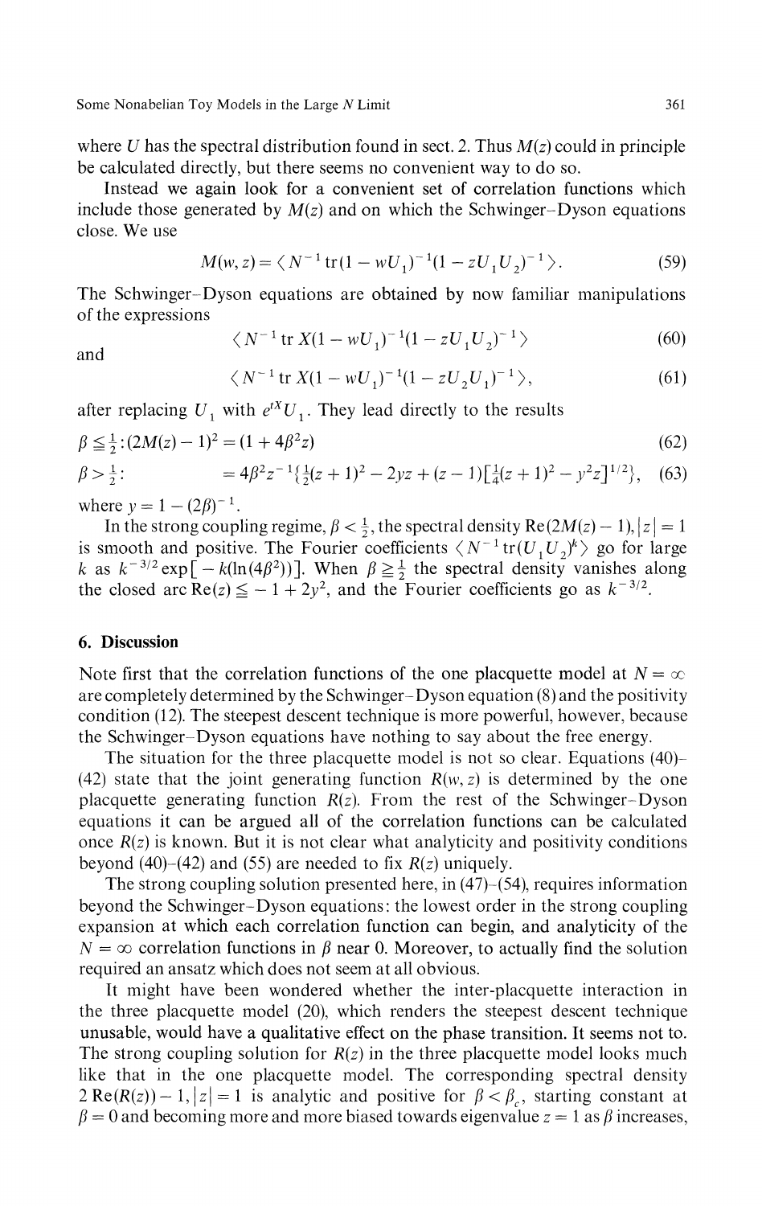where $U$ has the spectral distribution found in sect. 2. Thus $M(z)$ could in principle be calculated directly, but there seems no convenient way to do so.

Instead we again look for a convenient set of correlation functions which include those generated by $M(z)$ and on which the Schwinger–Dyson equations close. We use

$$M(w,z) = \langle N^{-1} \operatorname{tr}(1 - wU_1)^{-1}(1 - zU_1U_2)^{-1} \rangle. \tag{59}$$

The Schwinger–Dyson equations are obtained by now familiar manipulations of the expressions

$$\langle N^{-1} \operatorname{tr} X(1 - wU_1)^{-1}(1 - zU_1U_2)^{-1} \rangle \tag{60}$$

and

$$\langle N^{-1} \operatorname{tr} X(1 - wU_1)^{-1}(1 - zU_2U_1)^{-1} \rangle, \tag{61}$$

after replacing $U_1$ with $e^{tX}U_1$. They lead directly to the results

$$\beta \leqq \tfrac{1}{2}: (2M(z) - 1)^2 = (1 + 4\beta^2 z) \tag{62}$$

$$\beta > \tfrac{1}{2}: \qquad = 4\beta^2 z^{-1}\{\tfrac{1}{2}(z+1)^2 - 2yz + (z-1)[\tfrac{1}{4}(z+1)^2 - y^2 z]^{1/2}\}, \tag{63}$$

where $y = 1 - (2\beta)^{-1}$.

In the strong coupling regime, $\beta < \frac{1}{2}$, the spectral density $\operatorname{Re}(2M(z) - 1), |z| = 1$ is smooth and positive. The Fourier coefficients $\langle N^{-1} \operatorname{tr}(U_1U_2)^k \rangle$ go for large $k$ as $k^{-3/2} \exp[-k(\ln(4\beta^2))]$. When $\beta \geqq \frac{1}{2}$ the spectral density vanishes along the closed arc $\operatorname{Re}(z) \leqq -1 + 2y^2$, and the Fourier coefficients go as $k^{-3/2}$.

## 6. Discussion

Note first that the correlation functions of the one placquette model at $N = \infty$ are completely determined by the Schwinger–Dyson equation (8) and the positivity condition (12). The steepest descent technique is more powerful, however, because the Schwinger–Dyson equations have nothing to say about the free energy.

The situation for the three placquette model is not so clear. Equations (40)–(42) state that the joint generating function $R(w, z)$ is determined by the one placquette generating function $R(z)$. From the rest of the Schwinger–Dyson equations it can be argued all of the correlation functions can be calculated once $R(z)$ is known. But it is not clear what analyticity and positivity conditions beyond (40)–(42) and (55) are needed to fix $R(z)$ uniquely.

The strong coupling solution presented here, in (47)–(54), requires information beyond the Schwinger–Dyson equations: the lowest order in the strong coupling expansion at which each correlation function can begin, and analyticity of the $N = \infty$ correlation functions in $\beta$ near 0. Moreover, to actually find the solution required an ansatz which does not seem at all obvious.

It might have been wondered whether the inter-placquette interaction in the three placquette model (20), which renders the steepest descent technique unusable, would have a qualitative effect on the phase transition. It seems not to. The strong coupling solution for $R(z)$ in the three placquette model looks much like that in the one placquette model. The corresponding spectral density $2\operatorname{Re}(R(z)) - 1, |z| = 1$ is analytic and positive for $\beta < \beta_c$, starting constant at $\beta = 0$ and becoming more and more biased towards eigenvalue $z = 1$ as $\beta$ increases,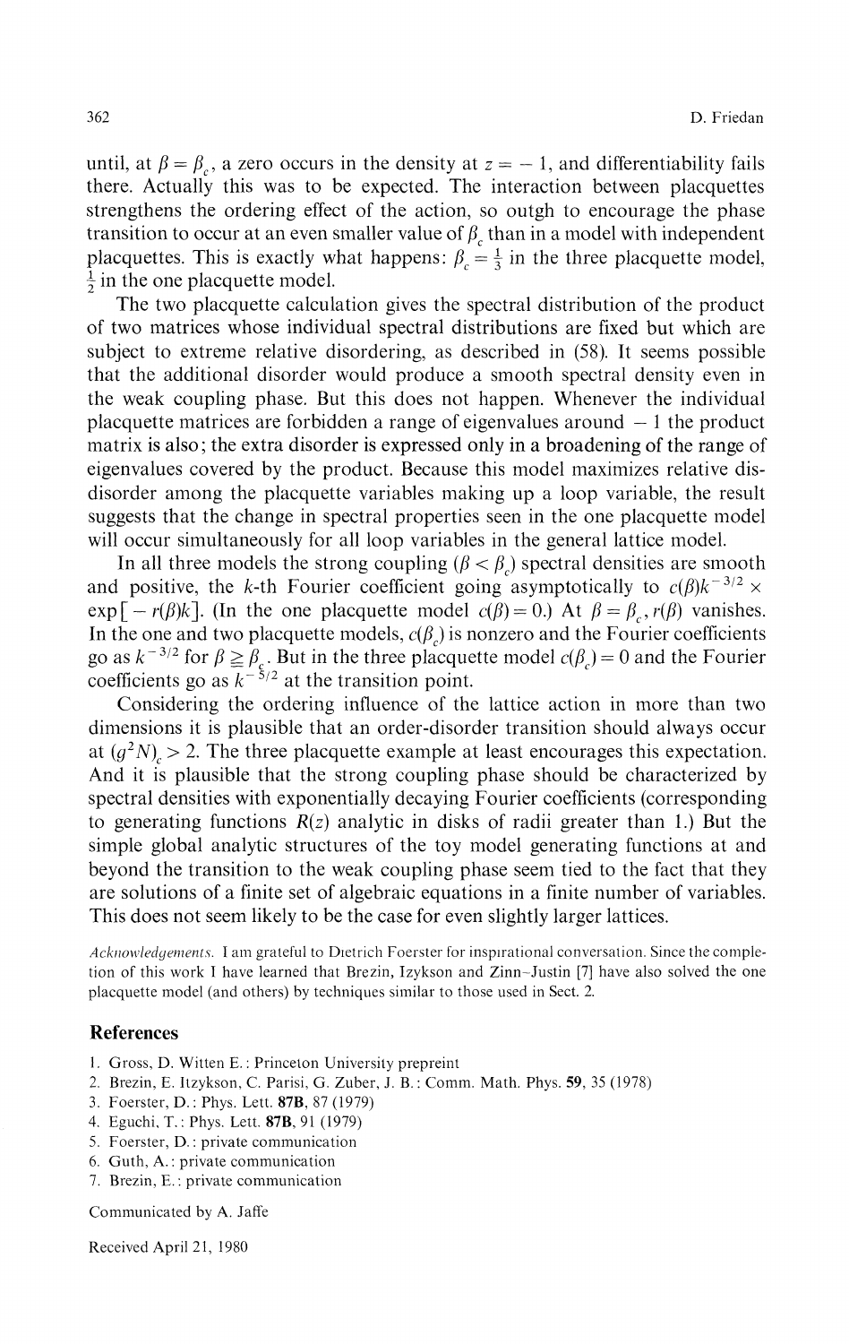until, at $\beta = \beta_c$, a zero occurs in the density at $z = -1$, and differentiability fails there. Actually this was to be expected. The interaction between placquettes strengthens the ordering effect of the action, so outgh to encourage the phase transition to occur at an even smaller value of $\beta_c$ than in a model with independent placquettes. This is exactly what happens: $\beta_c = \frac{1}{3}$ in the three placquette model, $\frac{1}{2}$ in the one placquette model.

The two placquette calculation gives the spectral distribution of the product of two matrices whose individual spectral distributions are fixed but which are subject to extreme relative disordering, as described in (58). It seems possible that the additional disorder would produce a smooth spectral density even in the weak coupling phase. But this does not happen. Whenever the individual placquette matrices are forbidden a range of eigenvalues around $-1$ the product matrix is also; the extra disorder is expressed only in a broadening of the range of eigenvalues covered by the product. Because this model maximizes relative dis-disorder among the placquette variables making up a loop variable, the result suggests that the change in spectral properties seen in the one placquette model will occur simultaneously for all loop variables in the general lattice model.

In all three models the strong coupling ($\beta < \beta_c$) spectral densities are smooth and positive, the $k$-th Fourier coefficient going asymptotically to $c(\beta)k^{-3/2} \times \exp[-r(\beta)k]$. (In the one placquette model $c(\beta) = 0$.) At $\beta = \beta_c$, $r(\beta)$ vanishes. In the one and two placquette models, $c(\beta_c)$ is nonzero and the Fourier coefficients go as $k^{-3/2}$ for $\beta \geqq \beta_c$. But in the three placquette model $c(\beta_c) = 0$ and the Fourier coefficients go as $k^{-5/2}$ at the transition point.

Considering the ordering influence of the lattice action in more than two dimensions it is plausible that an order-disorder transition should always occur at $(g^2N)_c > 2$. The three placquette example at least encourages this expectation. And it is plausible that the strong coupling phase should be characterized by spectral densities with exponentially decaying Fourier coefficients (corresponding to generating functions $R(z)$ analytic in disks of radii greater than 1.) But the simple global analytic structures of the toy model generating functions at and beyond the transition to the weak coupling phase seem tied to the fact that they are solutions of a finite set of algebraic equations in a finite number of variables. This does not seem likely to be the case for even slightly larger lattices.

*Acknowledgements.* I am grateful to Dietrich Foerster for inspirational conversation. Since the completion of this work I have learned that Brezin, Izykson and Zinn-Justin [7] have also solved the one placquette model (and others) by techniques similar to those used in Sect. 2.

## References

1. Gross, D. Witten E.: Princeton University prepreint
2. Brezin, E. Itzykson, C. Parisi, G. Zuber, J. B.: Comm. Math. Phys. **59**, 35 (1978)
3. Foerster, D.: Phys. Lett. **87B**, 87 (1979)
4. Eguchi, T.: Phys. Lett. **87B**, 91 (1979)
5. Foerster, D.: private communication
6. Guth, A.: private communication
7. Brezin, E.: private communication

Communicated by A. Jaffe

Received April 21, 1980